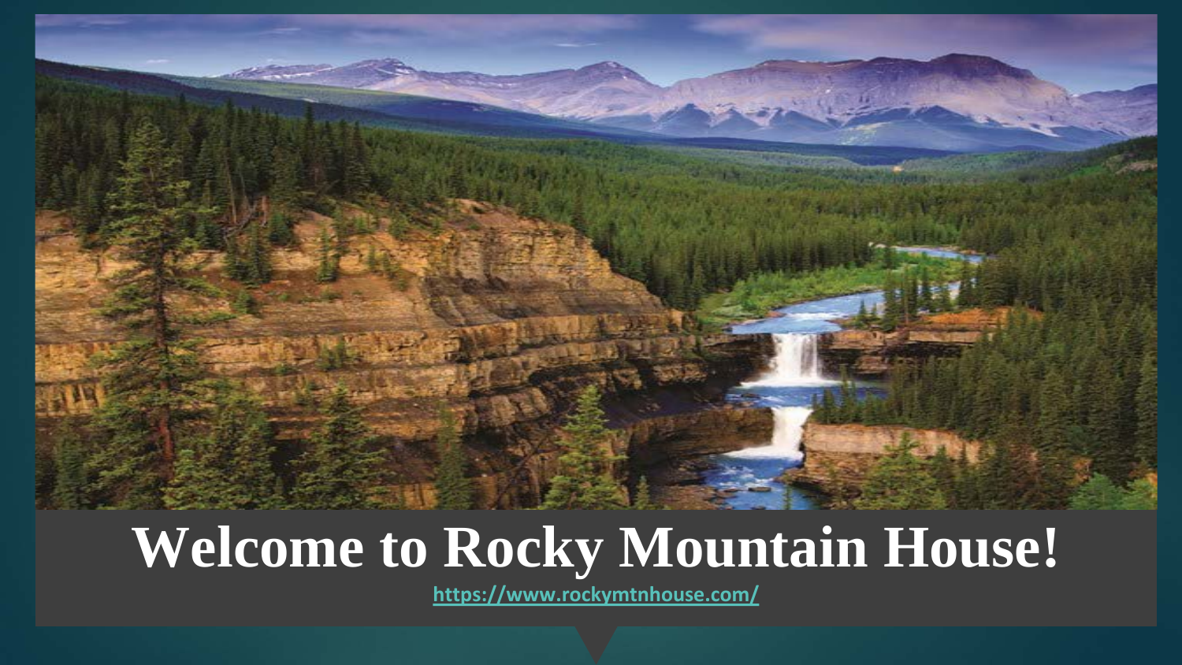# Welcome to Rocky Mountain House!

https://www.rockymtnhouse.com/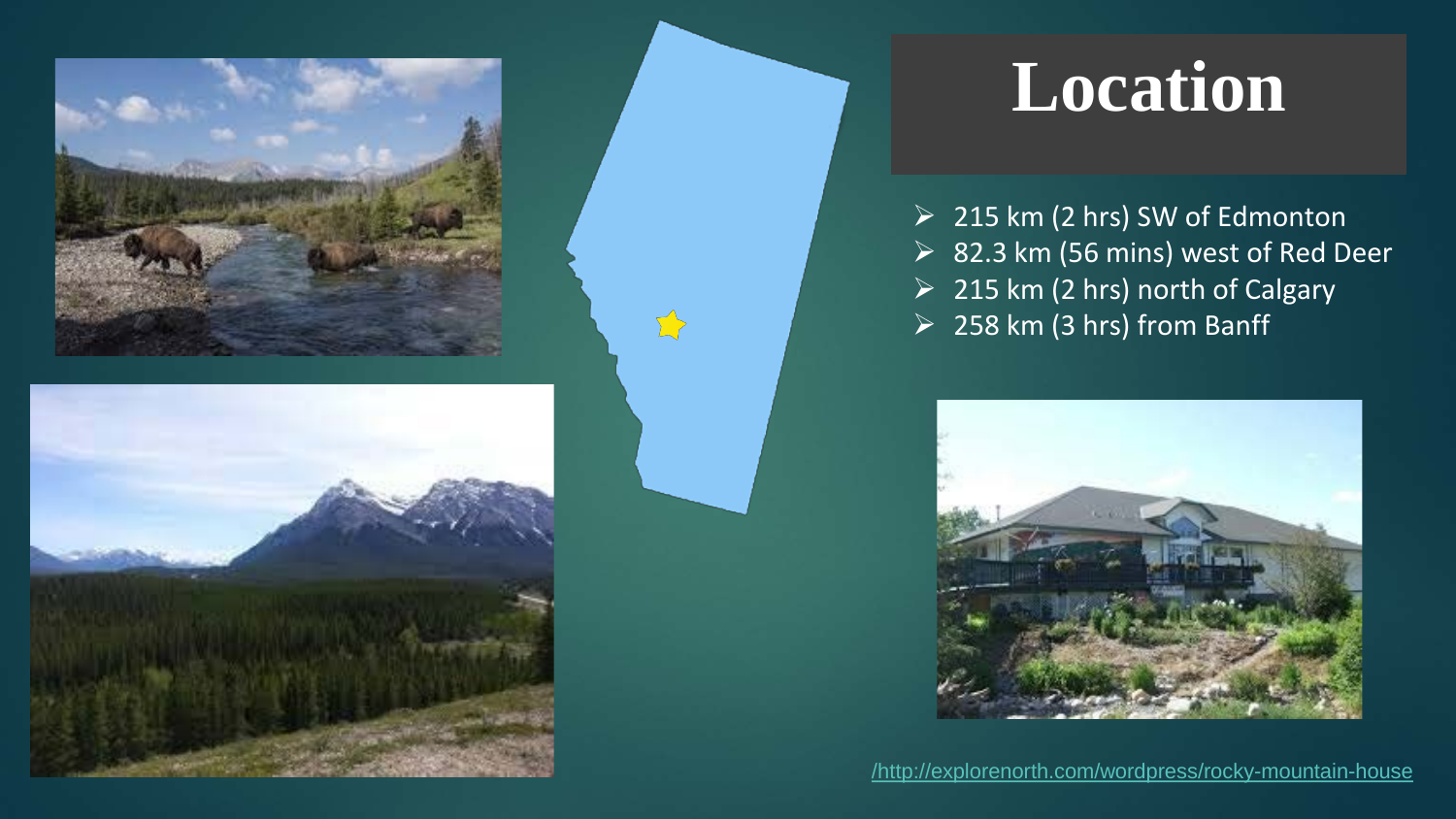# Location

- 215 km (2 hrs) SW of Edmonton
- 82.3 km (56 mins) west of Red Deer
- 215 km (2 hrs) north of Calgary
- 258 km (3 hrs) from Banff

/http://explorenorth.com/wordpress/rocky-mountain-house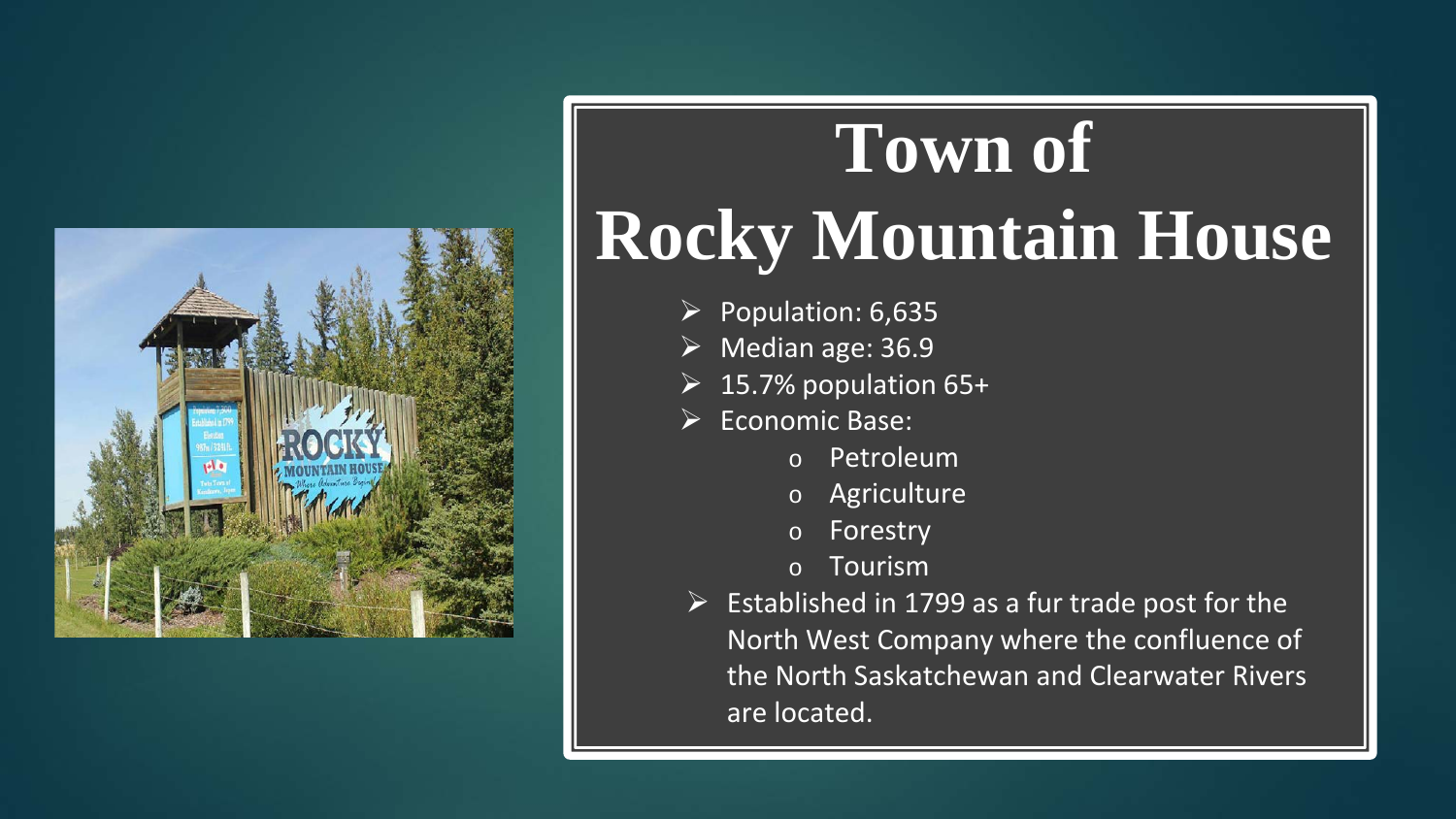# Town of Rocky Mountain House

- Population: 6,635
- Median age: 36.9
- 15.7% population 65+
- Economic Base:
  - Petroleum
  - Agriculture
  - Forestry
  - Tourism
- Established in 1799 as a fur trade post for the North West Company where the confluence of the North Saskatchewan and Clearwater Rivers are located.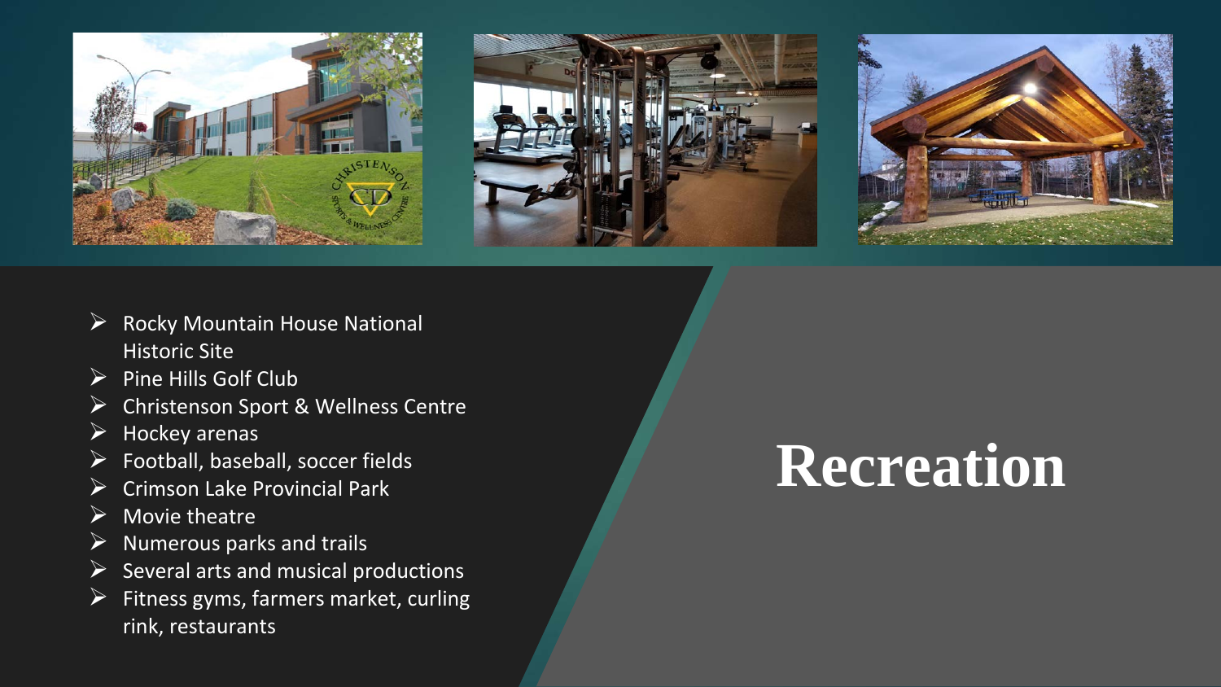# Recreation

- Rocky Mountain House National Historic Site
- Pine Hills Golf Club
- Christenson Sport & Wellness Centre
- Hockey arenas
- Football, baseball, soccer fields
- Crimson Lake Provincial Park
- Movie theatre
- Numerous parks and trails
- Several arts and musical productions
- Fitness gyms, farmers market, curling rink, restaurants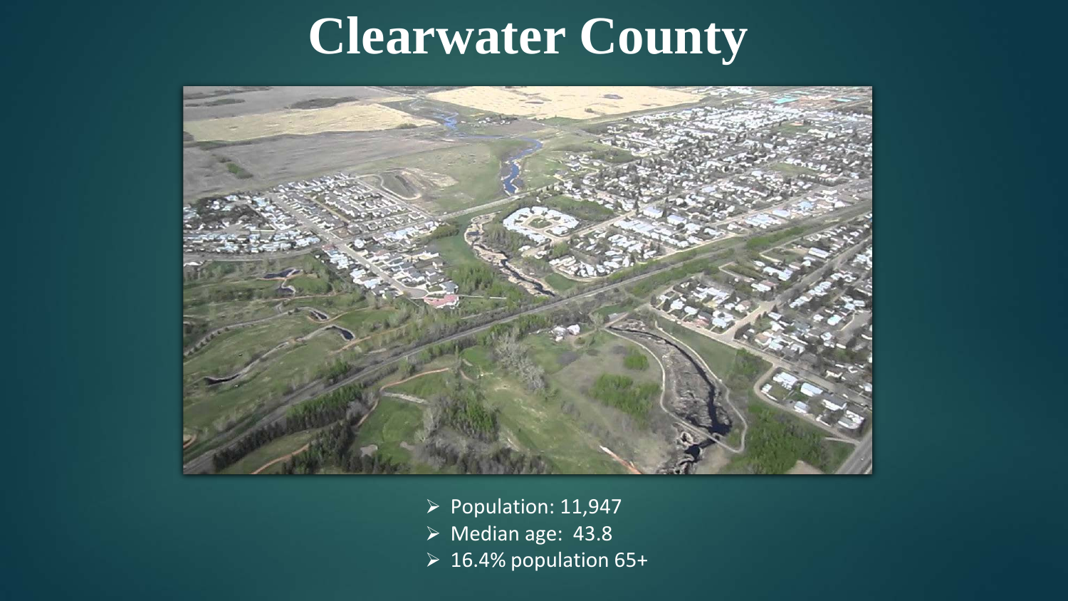# Clearwater County

- Population: 11,947
- Median age: 43.8
- 16.4% population 65+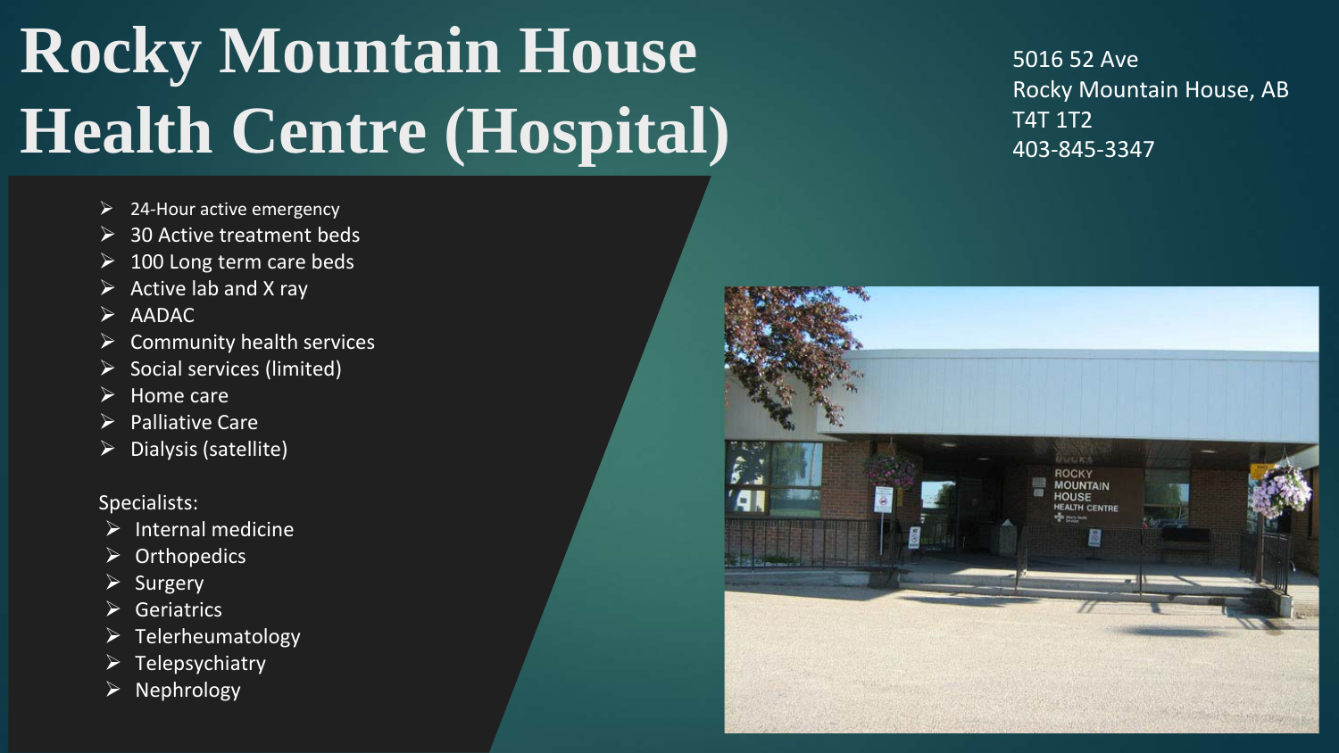# Rocky Mountain House Health Centre (Hospital)

5016 52 Ave
Rocky Mountain House, AB
T4T 1T2
403-845-3347

- 24-Hour active emergency
- 30 Active treatment beds
- 100 Long term care beds
- Active lab and X ray
- AADAC
- Community health services
- Social services (limited)
- Home care
- Palliative Care
- Dialysis (satellite)

Specialists:

- Internal medicine
- Orthopedics
- Surgery
- Geriatrics
- Telerheumatology
- Telepsychiatry
- Nephrology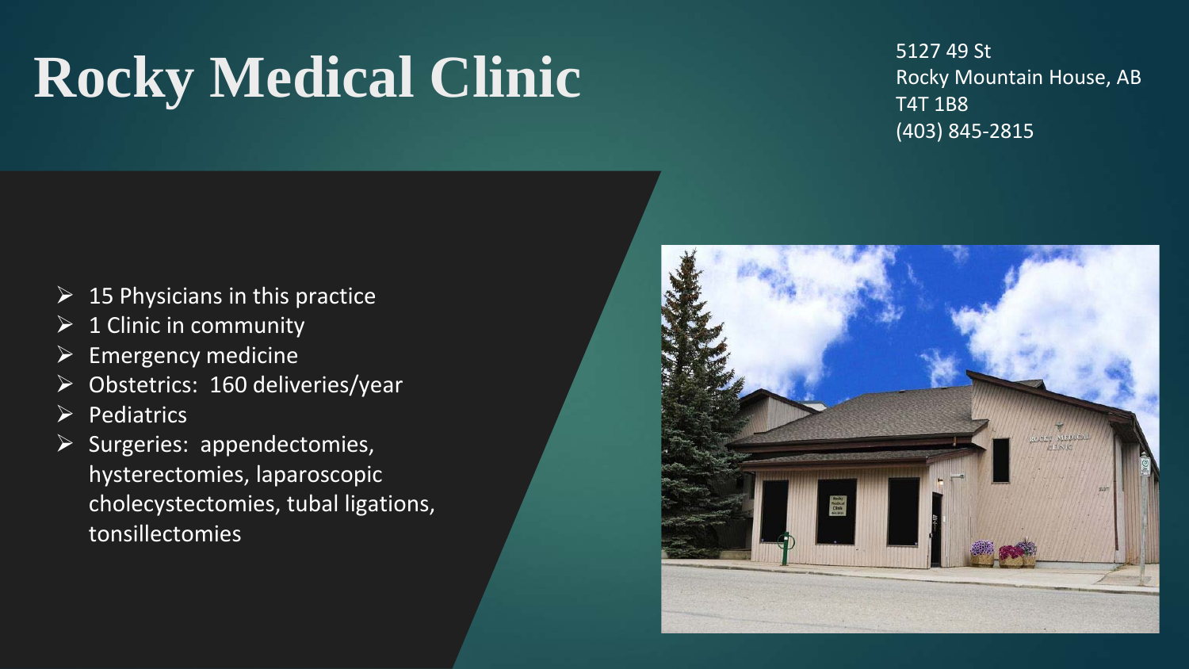# Rocky Medical Clinic

5127 49 St
Rocky Mountain House, AB
T4T 1B8
(403) 845-2815

- 15 Physicians in this practice
- 1 Clinic in community
- Emergency medicine
- Obstetrics: 160 deliveries/year
- Pediatrics
- Surgeries: appendectomies, hysterectomies, laparoscopic cholecystectomies, tubal ligations, tonsillectomies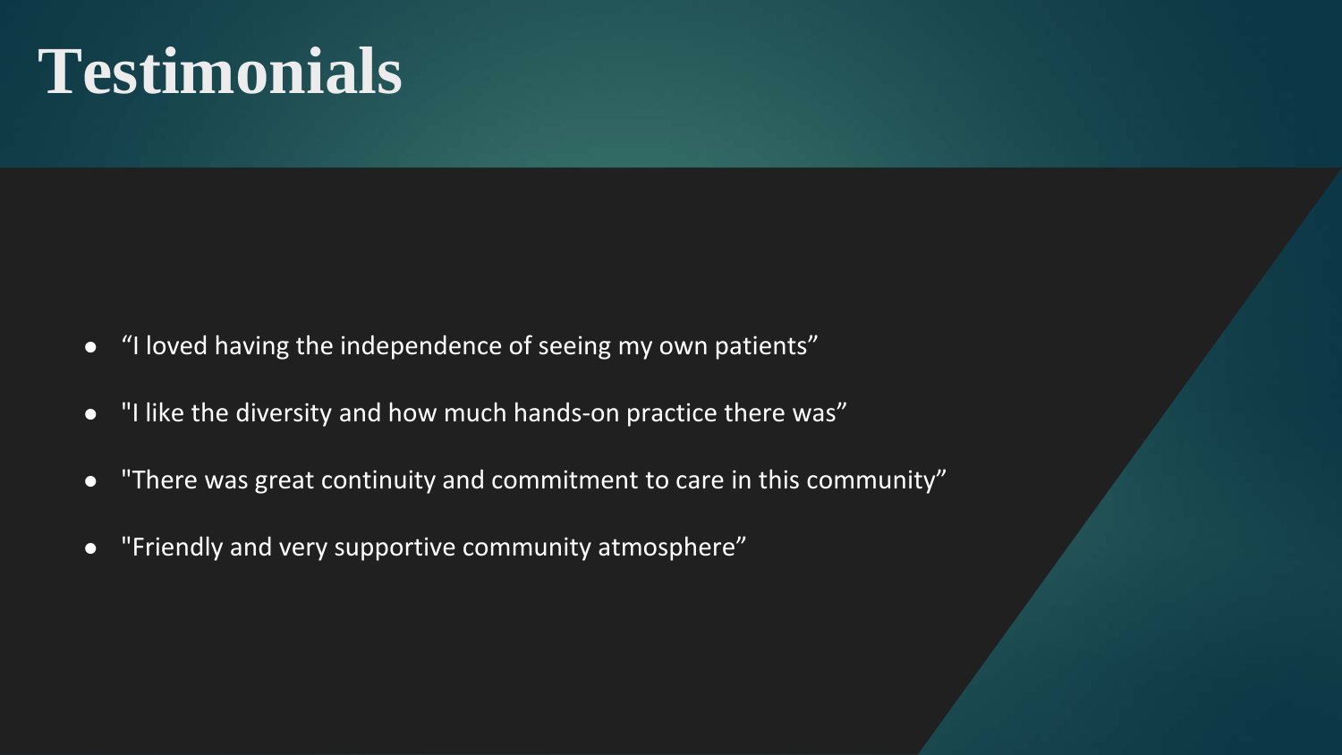# Testimonials

- “I loved having the independence of seeing my own patients”
- "I like the diversity and how much hands-on practice there was”
- "There was great continuity and commitment to care in this community”
- "Friendly and very supportive community atmosphere”